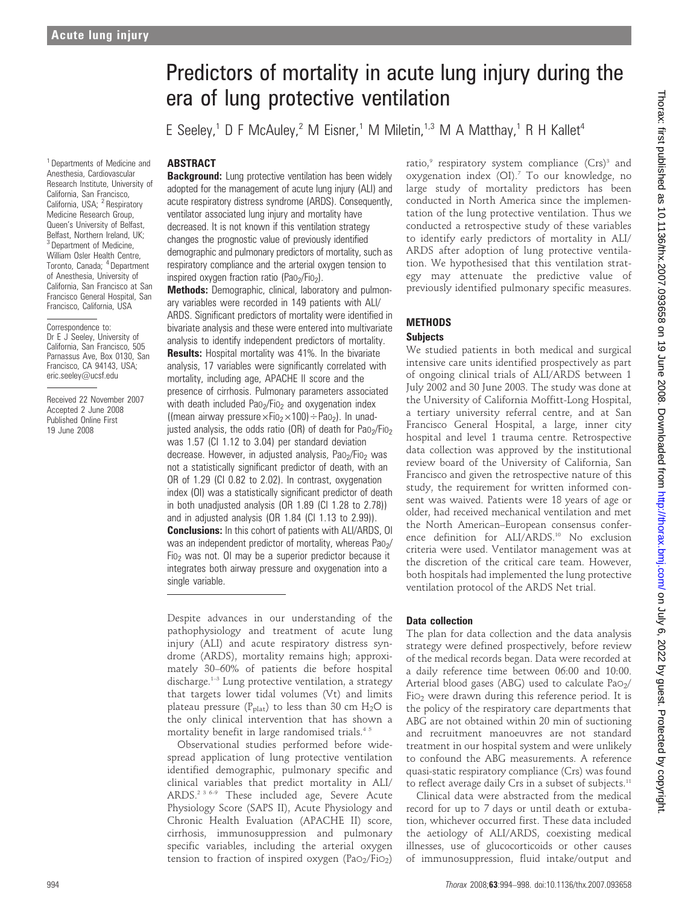# Predictors of mortality in acute lung injury during the era of lung protective ventilation

E Seeley,[1] D F McAuley,[2] M Eisner,[1] M Miletin,[1,3] M A Matthay,[1] R H Kallet[4]

[1] Departments of Medicine and Anesthesia, Cardiovascular Research Institute, University of California, San Francisco, California, USA; [2] Respiratory Medicine Research Group, Queen's University of Belfast, Belfast, Northern Ireland, UK; [3] Department of Medicine, William Osler Health Centre, Toronto, Canada; [4] Department of Anesthesia, University of California, San Francisco at San Francisco General Hospital, San Francisco, California, USA

Correspondence to: Dr E J Seeley, University of California, San Francisco, 505 Parnassus Ave, Box 0130, San Francisco, CA 94143, USA; eric.seeley@ucsf.edu

Received 22 November 2007
Accepted 2 June 2008
Published Online First 19 June 2008

## ABSTRACT

**Background:** Lung protective ventilation has been widely adopted for the management of acute lung injury (ALI) and acute respiratory distress syndrome (ARDS). Consequently, ventilator associated lung injury and mortality have decreased. It is not known if this ventilation strategy changes the prognostic value of previously identified demographic and pulmonary predictors of mortality, such as respiratory compliance and the arterial oxygen tension to inspired oxygen fraction ratio ($Pao_2/Fio_2$).

**Methods:** Demographic, clinical, laboratory and pulmonary variables were recorded in 149 patients with ALI/ARDS. Significant predictors of mortality were identified in bivariate analysis and these were entered into multivariate analysis to identify independent predictors of mortality.

**Results:** Hospital mortality was 41%. In the bivariate analysis, 17 variables were significantly correlated with mortality, including age, APACHE II score and the presence of cirrhosis. Pulmonary parameters associated with death included $Pao_2/Fio_2$ and oxygenation index ((mean airway pressure$\times Fio_2 \times 100) \div Pao_2$). In unadjusted analysis, the odds ratio (OR) of death for $Pao_2/Fio_2$ was 1.57 (CI 1.12 to 3.04) per standard deviation decrease. However, in adjusted analysis, $Pao_2/Fio_2$ was not a statistically significant predictor of death, with an OR of 1.29 (CI 0.82 to 2.02). In contrast, oxygenation index (OI) was a statistically significant predictor of death in both unadjusted analysis (OR 1.89 (CI 1.28 to 2.78)) and in adjusted analysis (OR 1.84 (CI 1.13 to 2.99)).

**Conclusions:** In this cohort of patients with ALI/ARDS, OI was an independent predictor of mortality, whereas $Pao_2/Fio_2$ was not. OI may be a superior predictor because it integrates both airway pressure and oxygenation into a single variable.

Despite advances in our understanding of the pathophysiology and treatment of acute lung injury (ALI) and acute respiratory distress syndrome (ARDS), mortality remains high; approximately 30–60% of patients die before hospital discharge.[1–3] Lung protective ventilation, a strategy that targets lower tidal volumes (Vt) and limits plateau pressure ($P_{plat}$) to less than 30 cm $H_2O$ is the only clinical intervention that has shown a mortality benefit in large randomised trials.[4 5]

Observational studies performed before widespread application of lung protective ventilation identified demographic, pulmonary specific and clinical variables that predict mortality in ALI/ARDS.[2 3 6–9] These included age, Severe Acute Physiology Score (SAPS II), Acute Physiology and Chronic Health Evaluation (APACHE II) score, cirrhosis, immunosuppression and pulmonary specific variables, including the arterial oxygen tension to fraction of inspired oxygen ($Pao_2/Fio_2$) ratio,[9] respiratory system compliance (Crs)[3] and oxygenation index (OI).[7] To our knowledge, no large study of mortality predictors has been conducted in North America since the implementation of the lung protective ventilation. Thus we conducted a retrospective study of these variables to identify early predictors of mortality in ALI/ARDS after adoption of lung protective ventilation. We hypothesised that this ventilation strategy may attenuate the predictive value of previously identified pulmonary specific measures.

## METHODS

### Subjects

We studied patients in both medical and surgical intensive care units identified prospectively as part of ongoing clinical trials of ALI/ARDS between 1 July 2002 and 30 June 2003. The study was done at the University of California Moffitt-Long Hospital, a tertiary university referral centre, and at San Francisco General Hospital, a large, inner city hospital and level 1 trauma centre. Retrospective data collection was approved by the institutional review board of the University of California, San Francisco and given the retrospective nature of this study, the requirement for written informed consent was waived. Patients were 18 years of age or older, had received mechanical ventilation and met the North American–European consensus conference definition for ALI/ARDS.[10] No exclusion criteria were used. Ventilator management was at the discretion of the critical care team. However, both hospitals had implemented the lung protective ventilation protocol of the ARDS Net trial.

### Data collection

The plan for data collection and the data analysis strategy were defined prospectively, before review of the medical records began. Data were recorded at a daily reference time between 06:00 and 10:00. Arterial blood gases (ABG) used to calculate $Pao_2/Fio_2$ were drawn during this reference period. It is the policy of the respiratory care departments that ABG are not obtained within 20 min of suctioning and recruitment manoeuvres are not standard treatment in our hospital system and were unlikely to confound the ABG measurements. A reference quasi-static respiratory compliance (Crs) was found to reflect average daily Crs in a subset of subjects.[11]

Clinical data were abstracted from the medical record for up to 7 days or until death or extubation, whichever occurred first. These data included the aetiology of ALI/ARDS, coexisting medical illnesses, use of glucocorticoids or other causes of immunosuppression, fluid intake/output and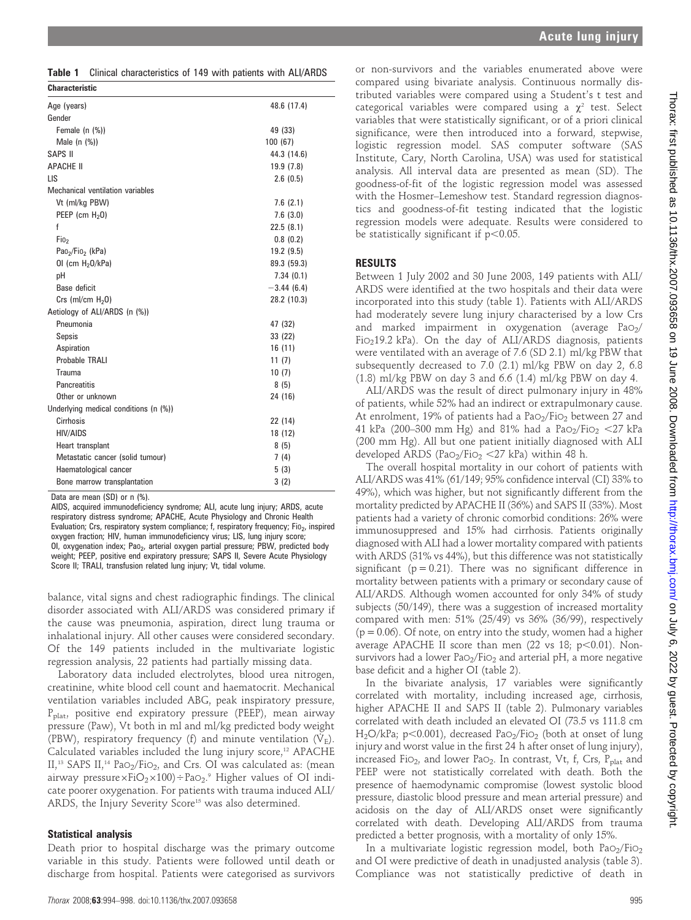**Table 1** Clinical characteristics of 149 with patients with ALI/ARDS

| Characteristic | |
|---|---|
| Age (years) | 48.6 (17.4) |
| Gender | |
| Female (n (%)) | 49 (33) |
| Male (n (%)) | 100 (67) |
| SAPS II | 44.3 (14.6) |
| APACHE II | 19.9 (7.8) |
| LIS | 2.6 (0.5) |
| Mechanical ventilation variables | |
| Vt (ml/kg PBW) | 7.6 (2.1) |
| PEEP (cm $H_2O$) | 7.6 (3.0) |
| f | 22.5 (8.1) |
| $FiO_2$ | 0.8 (0.2) |
| $PaO_2/FiO_2$ (kPa) | 19.2 (9.5) |
| OI (cm $H_2O$/kPa) | 89.3 (59.3) |
| pH | 7.34 (0.1) |
| Base deficit | −3.44 (6.4) |
| Crs (ml/cm $H_2O$) | 28.2 (10.3) |
| Aetiology of ALI/ARDS (n (%)) | |
| Pneumonia | 47 (32) |
| Sepsis | 33 (22) |
| Aspiration | 16 (11) |
| Probable TRALI | 11 (7) |
| Trauma | 10 (7) |
| Pancreatitis | 8 (5) |
| Other or unknown | 24 (16) |
| Underlying medical conditions (n (%)) | |
| Cirrhosis | 22 (14) |
| HIV/AIDS | 18 (12) |
| Heart transplant | 8 (5) |
| Metastatic cancer (solid tumour) | 7 (4) |
| Haematological cancer | 5 (3) |
| Bone marrow transplantation | 3 (2) |

Data are mean (SD) or n (%).

AIDS, acquired immunodeficiency syndrome; ALI, acute lung injury; ARDS, acute respiratory distress syndrome; APACHE, Acute Physiology and Chronic Health Evaluation; Crs, respiratory system compliance; f, respiratory frequency; $FiO_2$, inspired oxygen fraction; HIV, human immunodeficiency virus; LIS, lung injury score; OI, oxygenation index; $PaO_2$, arterial oxygen partial pressure; PBW, predicted body weight; PEEP, positive end expiratory pressure; SAPS II, Severe Acute Physiology Score II; TRALI, transfusion related lung injury; Vt, tidal volume.

balance, vital signs and chest radiographic findings. The clinical disorder associated with ALI/ARDS was considered primary if the cause was pneumonia, aspiration, direct lung trauma or inhalational injury. All other causes were considered secondary. Of the 149 patients included in the multivariate logistic regression analysis, 22 patients had partially missing data.

Laboratory data included electrolytes, blood urea nitrogen, creatinine, white blood cell count and haematocrit. Mechanical ventilation variables included ABG, peak inspiratory pressure, $P_{plat}$, positive end expiratory pressure (PEEP), mean airway pressure (Paw), Vt both in ml and ml/kg predicted body weight (PBW), respiratory frequency (f) and minute ventilation ($\dot{V}_E$). Calculated variables included the lung injury score,[12] APACHE II,[13] SAPS II,[14] $PaO_2/FiO_2$, and Crs. OI was calculated as: (mean airway pressure$\times FiO_2 \times 100$)$\div PaO_2$.[9] Higher values of OI indicate poorer oxygenation. For patients with trauma induced ALI/ARDS, the Injury Severity Score[15] was also determined.

### Statistical analysis

Death prior to hospital discharge was the primary outcome variable in this study. Patients were followed until death or discharge from hospital. Patients were categorised as survivors or non-survivors and the variables enumerated above were compared using bivariate analysis. Continuous normally distributed variables were compared using a Student's t test and categorical variables were compared using a $\chi^2$ test. Select variables that were statistically significant, or of a priori clinical significance, were then introduced into a forward, stepwise, logistic regression model. SAS computer software (SAS Institute, Cary, North Carolina, USA) was used for statistical analysis. All interval data are presented as mean (SD). The goodness-of-fit of the logistic regression model was assessed with the Hosmer–Lemeshow test. Standard regression diagnostics and goodness-of-fit testing indicated that the logistic regression models were adequate. Results were considered to be statistically significant if $p<0.05$.

## RESULTS

Between 1 July 2002 and 30 June 2003, 149 patients with ALI/ARDS were identified at the two hospitals and their data were incorporated into this study (table 1). Patients with ALI/ARDS had moderately severe lung injury characterised by a low Crs and marked impairment in oxygenation (average $PaO_2/FiO_2$ 19.2 kPa). On the day of ALI/ARDS diagnosis, patients were ventilated with an average of 7.6 (SD 2.1) ml/kg PBW that subsequently decreased to 7.0 (2.1) ml/kg PBW on day 2, 6.8 (1.8) ml/kg PBW on day 3 and 6.6 (1.4) ml/kg PBW on day 4.

ALI/ARDS was the result of direct pulmonary injury in 48% of patients, while 52% had an indirect or extrapulmonary cause. At enrolment, 19% of patients had a $PaO_2/FiO_2$ between 27 and 41 kPa (200–300 mm Hg) and 81% had a $PaO_2/FiO_2$ <27 kPa (200 mm Hg). All but one patient initially diagnosed with ALI developed ARDS ($PaO_2/FiO_2$ <27 kPa) within 48 h.

The overall hospital mortality in our cohort of patients with ALI/ARDS was 41% (61/149; 95% confidence interval (CI) 33% to 49%), which was higher, but not significantly different from the mortality predicted by APACHE II (36%) and SAPS II (33%). Most patients had a variety of chronic comorbid conditions: 26% were immunosuppresed and 15% had cirrhosis. Patients originally diagnosed with ALI had a lower mortality compared with patients with ARDS (31% vs 44%), but this difference was not statistically significant ($p = 0.21$). There was no significant difference in mortality between patients with a primary or secondary cause of ALI/ARDS. Although women accounted for only 34% of study subjects (50/149), there was a suggestion of increased mortality compared with men: 51% (25/49) vs 36% (36/99), respectively ($p = 0.06$). Of note, on entry into the study, women had a higher average APACHE II score than men (22 vs 18; $p<0.01$). Non-survivors had a lower $PaO_2/FiO_2$ and arterial pH, a more negative base deficit and a higher OI (table 2).

In the bivariate analysis, 17 variables were significantly correlated with mortality, including increased age, cirrhosis, higher APACHE II and SAPS II (table 2). Pulmonary variables correlated with death included an elevated OI (73.5 vs 111.8 cm $H_2O$/kPa; $p<0.001$), decreased $PaO_2/FiO_2$ (both at onset of lung injury and worst value in the first 24 h after onset of lung injury), increased $FiO_2$, and lower $PaO_2$. In contrast, Vt, f, Crs, $P_{plat}$ and PEEP were not statistically correlated with death. Both the presence of haemodynamic compromise (lowest systolic blood pressure, diastolic blood pressure and mean arterial pressure) and acidosis on the day of ALI/ARDS onset were significantly correlated with death. Developing ALI/ARDS from trauma predicted a better prognosis, with a mortality of only 15%.

In a multivariate logistic regression model, both $PaO_2/FiO_2$ and OI were predictive of death in unadjusted analysis (table 3). Compliance was not statistically predictive of death in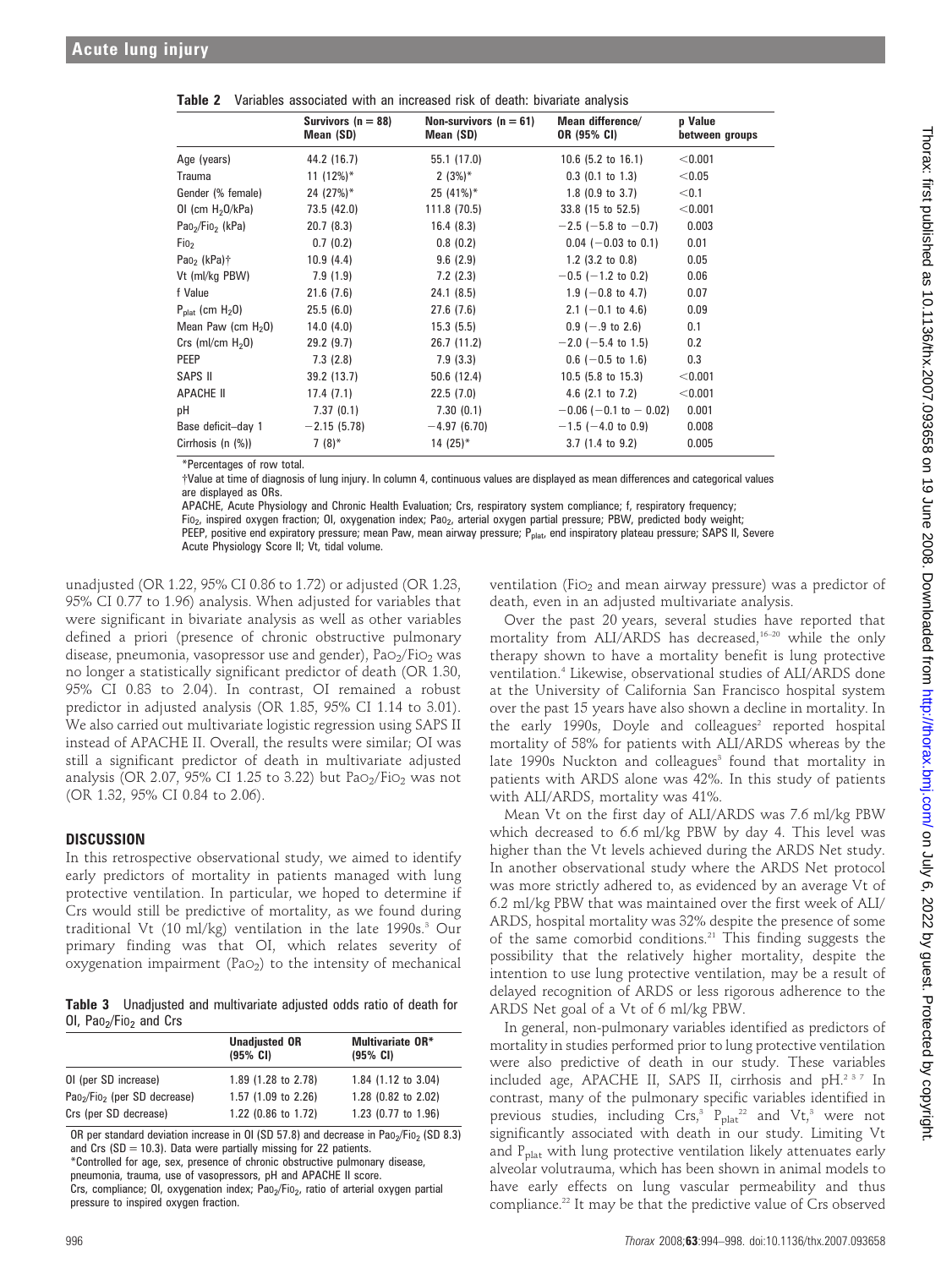**Table 2** Variables associated with an increased risk of death: bivariate analysis

| | Survivors (n = 88) Mean (SD) | Non-survivors (n = 61) Mean (SD) | Mean difference/ OR (95% CI) | p Value between groups |
|---|---|---|---|---|
| Age (years) | 44.2 (16.7) | 55.1 (17.0) | 10.6 (5.2 to 16.1) | <0.001 |
| Trauma | 11 (12%)* | 2 (3%)* | 0.3 (0.1 to 1.3) | <0.05 |
| Gender (% female) | 24 (27%)* | 25 (41%)* | 1.8 (0.9 to 3.7) | <0.1 |
| OI (cm $H_2O$/kPa) | 73.5 (42.0) | 111.8 (70.5) | 33.8 (15 to 52.5) | <0.001 |
| $Pao_2/Fio_2$ (kPa) | 20.7 (8.3) | 16.4 (8.3) | −2.5 (−5.8 to −0.7) | 0.003 |
| $Fio_2$ | 0.7 (0.2) | 0.8 (0.2) | 0.04 (−0.03 to 0.1) | 0.01 |
| $Pao_2$ (kPa)† | 10.9 (4.4) | 9.6 (2.9) | 1.2 (3.2 to 0.8) | 0.05 |
| Vt (ml/kg PBW) | 7.9 (1.9) | 7.2 (2.3) | −0.5 (−1.2 to 0.2) | 0.06 |
| f Value | 21.6 (7.6) | 24.1 (8.5) | 1.9 (−0.8 to 4.7) | 0.07 |
| $P_{plat}$ (cm $H_2O$) | 25.5 (6.0) | 27.6 (7.6) | 2.1 (−0.1 to 4.6) | 0.09 |
| Mean Paw (cm $H_2O$) | 14.0 (4.0) | 15.3 (5.5) | 0.9 (−.9 to 2.6) | 0.1 |
| Crs (ml/cm $H_2O$) | 29.2 (9.7) | 26.7 (11.2) | −2.0 (−5.4 to 1.5) | 0.2 |
| PEEP | 7.3 (2.8) | 7.9 (3.3) | 0.6 (−0.5 to 1.6) | 0.3 |
| SAPS II | 39.2 (13.7) | 50.6 (12.4) | 10.5 (5.8 to 15.3) | <0.001 |
| APACHE II | 17.4 (7.1) | 22.5 (7.0) | 4.6 (2.1 to 7.2) | <0.001 |
| pH | 7.37 (0.1) | 7.30 (0.1) | −0.06 (−0.1 to − 0.02) | 0.001 |
| Base deficit–day 1 | −2.15 (5.78) | −4.97 (6.70) | −1.5 (−4.0 to 0.9) | 0.008 |
| Cirrhosis (n (%)) | 7 (8)* | 14 (25)* | 3.7 (1.4 to 9.2) | 0.005 |

*Percentages of row total.
†Value at time of diagnosis of lung injury. In column 4, continuous values are displayed as mean differences and categorical values are displayed as ORs.
APACHE, Acute Physiology and Chronic Health Evaluation; Crs, respiratory system compliance; f, respiratory frequency; $Fio_2$, inspired oxygen fraction; OI, oxygenation index; $Pao_2$, arterial oxygen partial pressure; PBW, predicted body weight; PEEP, positive end expiratory pressure; mean Paw, mean airway pressure; $P_{plat}$, end inspiratory plateau pressure; SAPS II, Severe Acute Physiology Score II; Vt, tidal volume.

unadjusted (OR 1.22, 95% CI 0.86 to 1.72) or adjusted (OR 1.23, 95% CI 0.77 to 1.96) analysis. When adjusted for variables that were significant in bivariate analysis as well as other variables defined a priori (presence of chronic obstructive pulmonary disease, pneumonia, vasopressor use and gender), $Pao_2/Fio_2$ was no longer a statistically significant predictor of death (OR 1.30, 95% CI 0.83 to 2.04). In contrast, OI remained a robust predictor in adjusted analysis (OR 1.85, 95% CI 1.14 to 3.01). We also carried out multivariate logistic regression using SAPS II instead of APACHE II. Overall, the results were similar; OI was still a significant predictor of death in multivariate adjusted analysis (OR 2.07, 95% CI 1.25 to 3.22) but $Pao_2/Fio_2$ was not (OR 1.32, 95% CI 0.84 to 2.06).

## DISCUSSION

In this retrospective observational study, we aimed to identify early predictors of mortality in patients managed with lung protective ventilation. In particular, we hoped to determine if Crs would still be predictive of mortality, as we found during traditional Vt (10 ml/kg) ventilation in the late 1990s.[3] Our primary finding was that OI, which relates severity of oxygenation impairment ($Pao_2$) to the intensity of mechanical ventilation ($Fio_2$ and mean airway pressure) was a predictor of death, even in an adjusted multivariate analysis.

**Table 3** Unadjusted and multivariate adjusted odds ratio of death for OI, $Pao_2/Fio_2$ and Crs

| | Unadjusted OR (95% CI) | Multivariate OR* (95% CI) |
|---|---|---|
| OI (per SD increase) | 1.89 (1.28 to 2.78) | 1.84 (1.12 to 3.04) |
| $Pao_2/Fio_2$ (per SD decrease) | 1.57 (1.09 to 2.26) | 1.28 (0.82 to 2.02) |
| Crs (per SD decrease) | 1.22 (0.86 to 1.72) | 1.23 (0.77 to 1.96) |

OR per standard deviation increase in OI (SD 57.8) and decrease in $Pao_2/Fio_2$ (SD 8.3) and Crs (SD = 10.3). Data were partially missing for 22 patients.
*Controlled for age, sex, presence of chronic obstructive pulmonary disease, pneumonia, trauma, use of vasopressors, pH and APACHE II score.
Crs, compliance; OI, oxygenation index; $Pao_2/Fio_2$, ratio of arterial oxygen partial pressure to inspired oxygen fraction.

Over the past 20 years, several studies have reported that mortality from ALI/ARDS has decreased,[16–20] while the only therapy shown to have a mortality benefit is lung protective ventilation.[4] Likewise, observational studies of ALI/ARDS done at the University of California San Francisco hospital system over the past 15 years have also shown a decline in mortality. In the early 1990s, Doyle and colleagues[2] reported hospital mortality of 58% for patients with ALI/ARDS whereas by the late 1990s Nuckton and colleagues[3] found that mortality in patients with ARDS alone was 42%. In this study of patients with ALI/ARDS, mortality was 41%.

Mean Vt on the first day of ALI/ARDS was 7.6 ml/kg PBW which decreased to 6.6 ml/kg PBW by day 4. This level was higher than the Vt levels achieved during the ARDS Net study. In another observational study where the ARDS Net protocol was more strictly adhered to, as evidenced by an average Vt of 6.2 ml/kg PBW that was maintained over the first week of ALI/ARDS, hospital mortality was 32% despite the presence of some of the same comorbid conditions.[21] This finding suggests the possibility that the relatively higher mortality, despite the intention to use lung protective ventilation, may be a result of delayed recognition of ARDS or less rigorous adherence to the ARDS Net goal of a Vt of 6 ml/kg PBW.

In general, non-pulmonary variables identified as predictors of mortality in studies performed prior to lung protective ventilation were also predictive of death in our study. These variables included age, APACHE II, SAPS II, cirrhosis and pH.[2 3 7] In contrast, many of the pulmonary specific variables identified in previous studies, including Crs,[3] $P_{plat}$[22] and Vt,[3] were not significantly associated with death in our study. Limiting Vt and $P_{plat}$ with lung protective ventilation likely attenuates early alveolar volutrauma, which has been shown in animal models to have early effects on lung vascular permeability and thus compliance.[22] It may be that the predictive value of Crs observed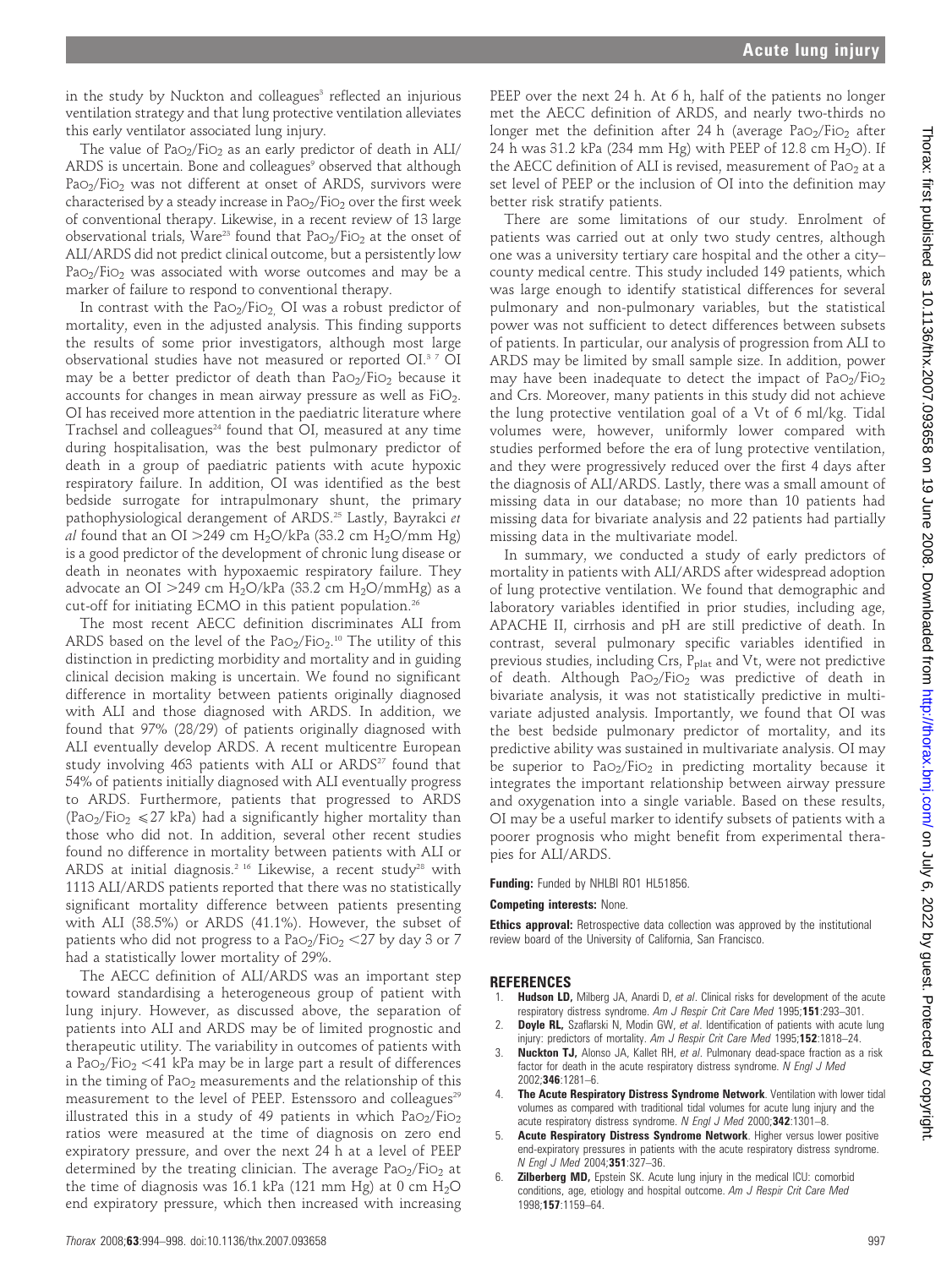in the study by Nuckton and colleagues[3] reflected an injurious ventilation strategy and that lung protective ventilation alleviates this early ventilator associated lung injury.

The value of $PaO_2/FiO_2$ as an early predictor of death in ALI/ARDS is uncertain. Bone and colleagues[9] observed that although $PaO_2/FiO_2$ was not different at onset of ARDS, survivors were characterised by a steady increase in $PaO_2/FiO_2$ over the first week of conventional therapy. Likewise, in a recent review of 13 large observational trials, Ware[23] found that $PaO_2/FiO_2$ at the onset of ALI/ARDS did not predict clinical outcome, but a persistently low $PaO_2/FiO_2$ was associated with worse outcomes and may be a marker of failure to respond to conventional therapy.

In contrast with the $PaO_2/FiO_2$, OI was a robust predictor of mortality, even in the adjusted analysis. This finding supports the results of some prior investigators, although most large observational studies have not measured or reported OI.[3 7] OI may be a better predictor of death than $PaO_2/FiO_2$ because it accounts for changes in mean airway pressure as well as $FiO_2$. OI has received more attention in the paediatric literature where Trachsel and colleagues[24] found that OI, measured at any time during hospitalisation, was the best pulmonary predictor of death in a group of paediatric patients with acute hypoxic respiratory failure. In addition, OI was identified as the best bedside surrogate for intrapulmonary shunt, the primary pathophysiological derangement of ARDS.[25] Lastly, Bayrakci *et al* found that an OI >249 cm $H_2O$/kPa (33.2 cm $H_2O$/mm Hg) is a good predictor of the development of chronic lung disease or death in neonates with hypoxaemic respiratory failure. They advocate an OI >249 cm $H_2O$/kPa (33.2 cm $H_2O$/mmHg) as a cut-off for initiating ECMO in this patient population.[26]

The most recent AECC definition discriminates ALI from ARDS based on the level of the $PaO_2/FiO_2$.[10] The utility of this distinction in predicting morbidity and mortality and in guiding clinical decision making is uncertain. We found no significant difference in mortality between patients originally diagnosed with ALI and those diagnosed with ARDS. In addition, we found that 97% (28/29) of patients originally diagnosed with ALI eventually develop ARDS. A recent multicentre European study involving 463 patients with ALI or ARDS[27] found that 54% of patients initially diagnosed with ALI eventually progress to ARDS. Furthermore, patients that progressed to ARDS ($PaO_2/FiO_2 \leqslant 27$ kPa) had a significantly higher mortality than those who did not. In addition, several other recent studies found no difference in mortality between patients with ALI or ARDS at initial diagnosis.[2 16] Likewise, a recent study[28] with 1113 ALI/ARDS patients reported that there was no statistically significant mortality difference between patients presenting with ALI (38.5%) or ARDS (41.1%). However, the subset of patients who did not progress to a $PaO_2/FiO_2 < 27$ by day 3 or 7 had a statistically lower mortality of 29%.

The AECC definition of ALI/ARDS was an important step toward standardising a heterogeneous group of patient with lung injury. However, as discussed above, the separation of patients into ALI and ARDS may be of limited prognostic and therapeutic utility. The variability in outcomes of patients with a $PaO_2/FiO_2 < 41$ kPa may be in large part a result of differences in the timing of $PaO_2$ measurements and the relationship of this measurement to the level of PEEP. Estenssoro and colleagues[29] illustrated this in a study of 49 patients in which $PaO_2/FiO_2$ ratios were measured at the time of diagnosis on zero end expiratory pressure, and over the next 24 h at a level of PEEP determined by the treating clinician. The average $PaO_2/FiO_2$ at the time of diagnosis was 16.1 kPa (121 mm Hg) at 0 cm $H_2O$ end expiratory pressure, which then increased with increasing PEEP over the next 24 h. At 6 h, half of the patients no longer met the AECC definition of ARDS, and nearly two-thirds no longer met the definition after 24 h (average $PaO_2/FiO_2$ after 24 h was 31.2 kPa (234 mm Hg) with PEEP of 12.8 cm $H_2O$). If the AECC definition of ALI is revised, measurement of $PaO_2$ at a set level of PEEP or the inclusion of OI into the definition may better risk stratify patients.

There are some limitations of our study. Enrolment of patients was carried out at only two study centres, although one was a university tertiary care hospital and the other a city–county medical centre. This study included 149 patients, which was large enough to identify statistical differences for several pulmonary and non-pulmonary variables, but the statistical power was not sufficient to detect differences between subsets of patients. In particular, our analysis of progression from ALI to ARDS may be limited by small sample size. In addition, power may have been inadequate to detect the impact of $PaO_2/FiO_2$ and Crs. Moreover, many patients in this study did not achieve the lung protective ventilation goal of a Vt of 6 ml/kg. Tidal volumes were, however, uniformly lower compared with studies performed before the era of lung protective ventilation, and they were progressively reduced over the first 4 days after the diagnosis of ALI/ARDS. Lastly, there was a small amount of missing data in our database; no more than 10 patients had missing data for bivariate analysis and 22 patients had partially missing data in the multivariate model.

In summary, we conducted a study of early predictors of mortality in patients with ALI/ARDS after widespread adoption of lung protective ventilation. We found that demographic and laboratory variables identified in prior studies, including age, APACHE II, cirrhosis and pH are still predictive of death. In contrast, several pulmonary specific variables identified in previous studies, including Crs, $P_{plat}$ and Vt, were not predictive of death. Although $PaO_2/FiO_2$ was predictive of death in bivariate analysis, it was not statistically predictive in multivariate adjusted analysis. Importantly, we found that OI was the best bedside pulmonary predictor of mortality, and its predictive ability was sustained in multivariate analysis. OI may be superior to $PaO_2/FiO_2$ in predicting mortality because it integrates the important relationship between airway pressure and oxygenation into a single variable. Based on these results, OI may be a useful marker to identify subsets of patients with a poorer prognosis who might benefit from experimental therapies for ALI/ARDS.

**Funding:** Funded by NHLBI RO1 HL51856.

**Competing interests:** None.

**Ethics approval:** Retrospective data collection was approved by the institutional review board of the University of California, San Francisco.

## REFERENCES

1. **Hudson LD,** Milberg JA, Anardi D, *et al*. Clinical risks for development of the acute respiratory distress syndrome. *Am J Respir Crit Care Med* 1995;**151**:293–301.
2. **Doyle RL,** Szaflarski N, Modin GW, *et al*. Identification of patients with acute lung injury: predictors of mortality. *Am J Respir Crit Care Med* 1995;**152**:1818–24.
3. **Nuckton TJ,** Alonso JA, Kallet RH, *et al*. Pulmonary dead-space fraction as a risk factor for death in the acute respiratory distress syndrome. *N Engl J Med* 2002;**346**:1281–6.
4. **The Acute Respiratory Distress Syndrome Network**. Ventilation with lower tidal volumes as compared with traditional tidal volumes for acute lung injury and the acute respiratory distress syndrome. *N Engl J Med* 2000;**342**:1301–8.
5. **Acute Respiratory Distress Syndrome Network**. Higher versus lower positive end-expiratory pressures in patients with the acute respiratory distress syndrome. *N Engl J Med* 2004;**351**:327–36.
6. **Zilberberg MD,** Epstein SK. Acute lung injury in the medical ICU: comorbid conditions, age, etiology and hospital outcome. *Am J Respir Crit Care Med* 1998;**157**:1159–64.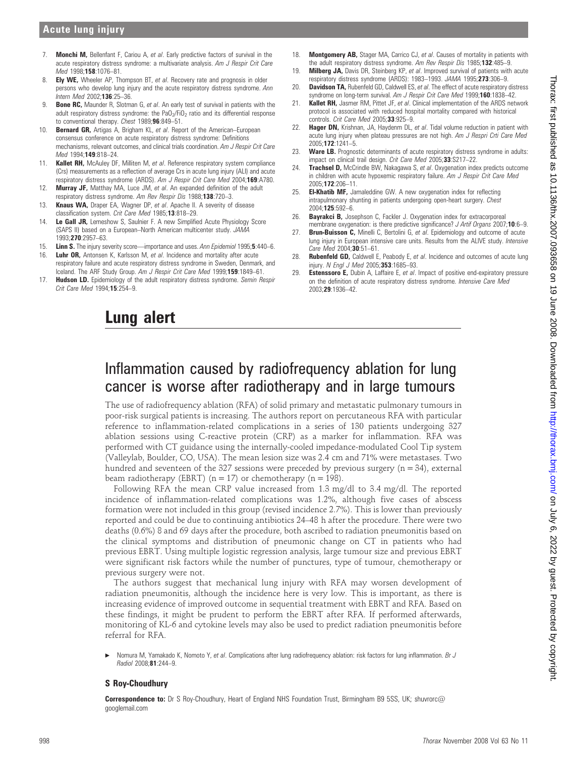7. **Monchi M**, Bellenfant F, Cariou A, *et al*. Early predictive factors of survival in the acute respiratory distress syndrome: a multivariate analysis. *Am J Respir Crit Care Med* 1998;**158**:1076–81.
8. **Ely WE**, Wheeler AP, Thompson BT, *et al*. Recovery rate and prognosis in older persons who develop lung injury and the acute respiratory distress syndrome. *Ann Intern Med* 2002;**136**:25–36.
9. **Bone RC**, Maunder R, Slotman G, *et al*. An early test of survival in patients with the adult respiratory distress syndrome: the $PaO_2/FiO_2$ ratio and its differential response to conventional therapy. *Chest* 1989;**96**:849–51.
10. **Bernard GR**, Artigas A, Brigham KL, *et al*. Report of the American–European consensus conference on acute respiratory distress syndrome: Definitions mechanisms, relevant outcomes, and clinical trials coordination. *Am J Respir Crit Care Med* 1994;**149**:818–24.
11. **Kallet RH**, McAuley DF, Milliten M, *et al*. Reference respiratory system compliance (Crs) measurements as a reflection of average Crs in acute lung injury (ALI) and acute respiratory distress syndrome (ARDS). *Am J Respir Crit Care Med* 2004;**169**:A780.
12. **Murray JF**, Matthay MA, Luce JM, *et al*. An expanded definition of the adult respiratory distress syndrome. *Am Rev Respir Dis* 1988;**138**:720–3.
13. **Knaus WA**, Draper EA, Wagner DP, *et al*. Apache II. A severity of disease classification system. *Crit Care Med* 1985;**13**:818–29.
14. **Le Gall JR**, Lemeshow S, Saulnier F. A new Simplified Acute Physiology Score (SAPS II) based on a European–North American multicenter study. *JAMA* 1993;**270**:2957–63.
15. **Linn S.** The injury severity score—importance and uses. *Ann Epidemiol* 1995;**5**:440–6.
16. **Luhr OR**, Antonsen K, Karlsson M, *et al*. Incidence and mortality after acute respiratory failure and acute respiratory distress syndrome in Sweden, Denmark, and Iceland. The ARF Study Group. *Am J Respir Crit Care Med* 1999;**159**:1849–61.
17. **Hudson LD.** Epidemiology of the adult respiratory distress syndrome. *Semin Respir Crit Care Med* 1994;**15**:254–9.
18. **Montgomery AB**, Stager MA, Carrico CJ, *et al*. Causes of mortality in patients with the adult respiratory distress syndrome. *Am Rev Respir Dis* 1985;**132**:485–9.
19. **Milberg JA**, Davis DR, Steinberg KP, *et al*. Improved survival of patients with acute respiratory distress syndrome (ARDS): 1983–1993. *JAMA* 1995;**273**:306–9.
20. **Davidson TA**, Rubenfeld GD, Caldwell ES, *et al*. The effect of acute respiratory distress syndrome on long-term survival. *Am J Respir Crit Care Med* 1999;**160**:1838–42.
21. **Kallet RH**, Jasmer RM, Pittet JF, *et al*. Clinical implementation of the ARDS network protocol is associated with reduced hospital mortality compared with historical controls. *Crit Care Med* 2005;**33**:925–9.
22. **Hager DN**, Krishnan, JA, Haydenm DL, *et al*. Tidal volume reduction in patient with acute lung injury when plateau pressures are not high. *Am J Respri Crti Care Med* 2005;**172**:1241–5.
23. **Ware LB.** Prognostic determinants of acute respiratory distress syndrome in adults: impact on clinical trail design. *Crit Care Med* 2005;**33**:S217–22.
24. **Trachsel D**, McCrindle BW, Nakagawa S, *et al*. Oxygenation index predicts outcome in children with acute hypoxemic respiratory failure. *Am J Respir Crit Care Med* 2005;**172**:206–11.
25. **El-Khatib MF**, Jamaleddine GW. A new oxygenation index for reflecting intrapulmonary shunting in patients undergoing open-heart surgery. *Chest* 2004;**125**:592–6.
26. **Bayrakci B**, Josephson C, Fackler J. Oxygenation index for extracorporeal membrane oxygenation: is there predictive significance? *J Artif Organs* 2007;**10**:6–9.
27. **Brun-Buisson C**, Minelli C, Bertolini G, *et al*. Epidemiology and outcome of acute lung injury in European intensive care units. Results from the ALIVE study. *Intensive Care Med* 2004;**30**:51–61.
28. **Rubenfeld GD**, Caldwell E, Peabody E, *et al*. Incidence and outcomes of acute lung injury. *N Engl J Med* 2005;**353**:1685–93.
29. **Estenssoro E**, Dubin A, Laffaire E, *et al*. Impact of positive end-expiratory pressure on the definition of acute respiratory distress syndrome. *Intensive Care Med* 2003;**29**:1936–42.

# Lung alert

## Inflammation caused by radiofrequency ablation for lung cancer is worse after radiotherapy and in large tumours

The use of radiofrequency ablation (RFA) of solid primary and metastatic pulmonary tumours in poor-risk surgical patients is increasing. The authors report on percutaneous RFA with particular reference to inflammation-related complications in a series of 130 patients undergoing 327 ablation sessions using C-reactive protein (CRP) as a marker for inflammation. RFA was performed with CT guidance using the internally-cooled impedance-modulated Cool Tip system (Valleylab, Boulder, CO, USA). The mean lesion size was 2.4 cm and 71% were metastases. Two hundred and seventeen of the 327 sessions were preceded by previous surgery (n = 34), external beam radiotherapy (EBRT) (n = 17) or chemotherapy (n = 198).

Following RFA the mean CRP value increased from 1.3 mg/dl to 3.4 mg/dl. The reported incidence of inflammation-related complications was 1.2%, although five cases of abscess formation were not included in this group (revised incidence 2.7%). This is lower than previously reported and could be due to continuing antibiotics 24–48 h after the procedure. There were two deaths (0.6%) 8 and 69 days after the procedure, both ascribed to radiation pneumonitis based on the clinical symptoms and distribution of pneumonic change on CT in patients who had previous EBRT. Using multiple logistic regression analysis, large tumour size and previous EBRT were significant risk factors while the number of punctures, type of tumour, chemotherapy or previous surgery were not.

The authors suggest that mechanical lung injury with RFA may worsen development of radiation pneumonitis, although the incidence here is very low. This is important, as there is increasing evidence of improved outcome in sequential treatment with EBRT and RFA. Based on these findings, it might be prudent to perform the EBRT after RFA. If performed afterwards, monitoring of KL-6 and cytokine levels may also be used to predict radiation pneumonitis before referral for RFA.

- Nomura M, Yamakado K, Nomoto Y, *et al*. Complications after lung radiofrequency ablation: risk factors for lung inflammation. *Br J Radiol* 2008;**81**:244–9.

**S Roy-Choudhury**

**Correspondence to:** Dr S Roy-Choudhury, Heart of England NHS Foundation Trust, Birmingham B9 5SS, UK; shuvrorc@googlemail.com